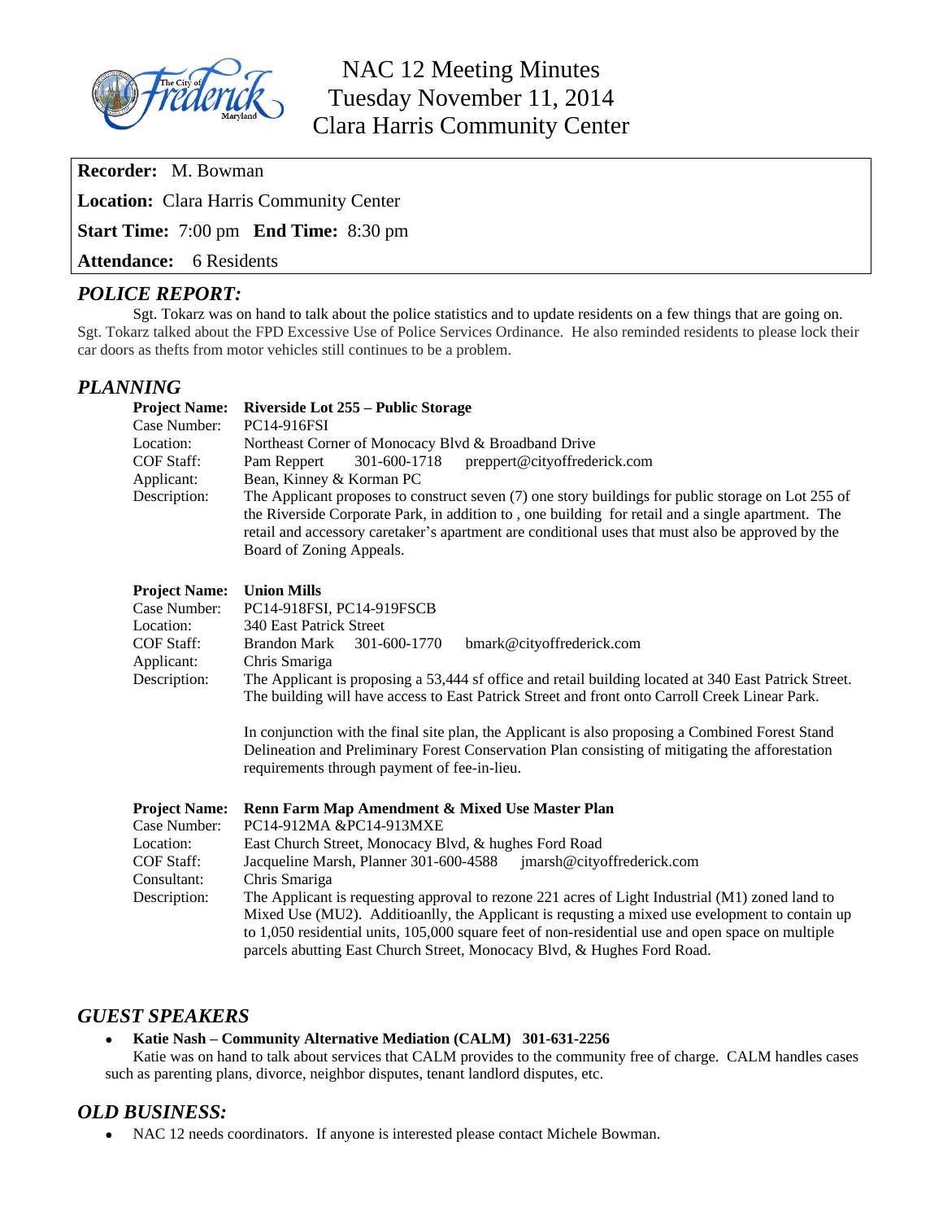# NAC 12 Meeting Minutes
# Tuesday November 11, 2014
# Clara Harris Community Center

**Recorder:** M. Bowman

**Location:** Clara Harris Community Center

**Start Time:** 7:00 pm **End Time:** 8:30 pm

**Attendance:** 6 Residents

## *POLICE REPORT:*

Sgt. Tokarz was on hand to talk about the police statistics and to update residents on a few things that are going on. Sgt. Tokarz talked about the FPD Excessive Use of Police Services Ordinance. He also reminded residents to please lock their car doors as thefts from motor vehicles still continues to be a problem.

## *PLANNING*

| | |
|---|---|
| **Project Name:** | **Riverside Lot 255 – Public Storage** |
| Case Number: | PC14-916FSI |
| Location: | Northeast Corner of Monocacy Blvd & Broadband Drive |
| COF Staff: | Pam Reppert 301-600-1718 preppert@cityoffrederick.com |
| Applicant: | Bean, Kinney & Korman PC |
| Description: | The Applicant proposes to construct seven (7) one story buildings for public storage on Lot 255 of the Riverside Corporate Park, in addition to , one building for retail and a single apartment. The retail and accessory caretaker's apartment are conditional uses that must also be approved by the Board of Zoning Appeals. |

| | |
|---|---|
| **Project Name:** | **Union Mills** |
| Case Number: | PC14-918FSI, PC14-919FSCB |
| Location: | 340 East Patrick Street |
| COF Staff: | Brandon Mark 301-600-1770 bmark@cityoffrederick.com |
| Applicant: | Chris Smariga |
| Description: | The Applicant is proposing a 53,444 sf office and retail building located at 340 East Patrick Street. The building will have access to East Patrick Street and front onto Carroll Creek Linear Park.<br><br>In conjunction with the final site plan, the Applicant is also proposing a Combined Forest Stand Delineation and Preliminary Forest Conservation Plan consisting of mitigating the afforestation requirements through payment of fee-in-lieu. |

| | |
|---|---|
| **Project Name:** | **Renn Farm Map Amendment & Mixed Use Master Plan** |
| Case Number: | PC14-912MA &PC14-913MXE |
| Location: | East Church Street, Monocacy Blvd, & hughes Ford Road |
| COF Staff: | Jacqueline Marsh, Planner 301-600-4588 jmarsh@cityoffrederick.com |
| Consultant: | Chris Smariga |
| Description: | The Applicant is requesting approval to rezone 221 acres of Light Industrial (M1) zoned land to Mixed Use (MU2). Additioanlly, the Applicant is requsting a mixed use evelopment to contain up to 1,050 residential units, 105,000 square feet of non-residential use and open space on multiple parcels abutting East Church Street, Monocacy Blvd, & Hughes Ford Road. |

## *GUEST SPEAKERS*

- **Katie Nash – Community Alternative Mediation (CALM) 301-631-2256**

  Katie was on hand to talk about services that CALM provides to the community free of charge. CALM handles cases such as parenting plans, divorce, neighbor disputes, tenant landlord disputes, etc.

## *OLD BUSINESS:*

- NAC 12 needs coordinators. If anyone is interested please contact Michele Bowman.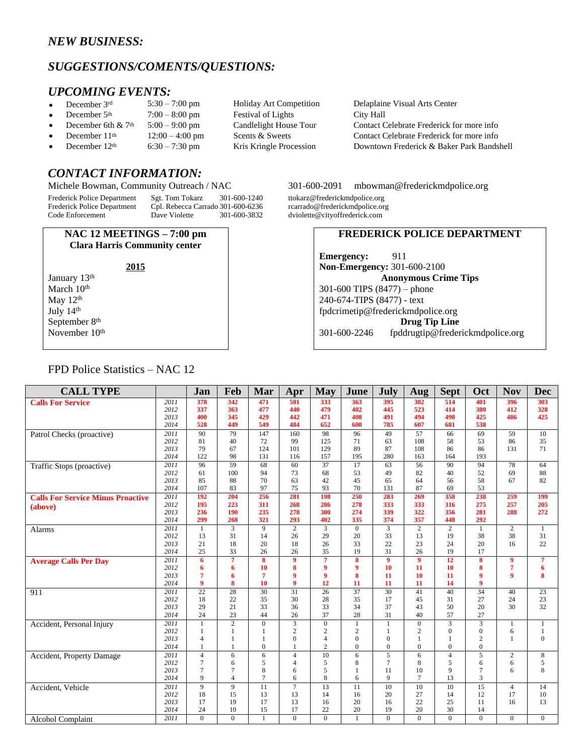### *NEW BUSINESS:*

### *SUGGESTIONS/COMENTS/QUESTIONS:*

### *UPCOMING EVENTS:*

- December 3rd — 5:30 – 7:00 pm — Holiday Art Competition — Delaplaine Visual Arts Center
- December 5th — 7:00 – 8:00 pm — Festival of Lights — City Hall
- December 6th & 7th — 5:00 – 9:00 pm — Candlelight House Tour — Contact Celebrate Frederick for more info
- December 11th — 12:00 – 4:00 pm — Scents & Sweets — Contact Celebrate Frederick for more info
- December 12th — 6:30 – 7:30 pm — Kris Kringle Procession — Downtown Frederick & Baker Park Bandshell

### *CONTACT INFORMATION:*

Michele Bowman, Community Outreach / NAC 301-600-2091 mbowman@frederickmdpolice.org

| | | | |
|---|---|---|---|
| Frederick Police Department | Sgt. Tom Tokarz | 301-600-1240 | ttokarz@frederickmdpolice.org |
| Frederick Police Department | Cpl. Rebecca Carrado | 301-600-6236 | rcarrado@frederickmdpolice.org |
| Code Enforcement | Dave Violette | 301-600-3832 | dviolette@cityoffrederick.com |

**NAC 12 MEETINGS – 7:00 pm**
**Clara Harris Community center**

**2015**

January 13th
March 10th
May 12th
July 14th
September 8th
November 10th

**FREDERICK POLICE DEPARTMENT**

**Emergency:** 911
**Non-Emergency:** 301-600-2100

**Anonymous Crime Tips**

301-600 TIPS (8477) – phone
240-674-TIPS (8477) - text
fpdcrimetip@frederickmdpolice.org

**Drug Tip Line**

301-600-2246 fpddrugtip@frederickmdpolice.org

FPD Police Statistics – NAC 12

| CALL TYPE | | Jan | Feb | Mar | Apr | May | June | July | Aug | Sept | Oct | Nov | Dec |
|---|---|---|---|---|---|---|---|---|---|---|---|---|---|
| **Calls For Service** | 2011 | 378 | 342 | 471 | 501 | 333 | 363 | 395 | 382 | 514 | 401 | 396 | 303 |
| | 2012 | 337 | 363 | 477 | 440 | 479 | 402 | 445 | 523 | 414 | 380 | 412 | 328 |
| | 2013 | 400 | 345 | 429 | 442 | 471 | 408 | 491 | 494 | 498 | 425 | 486 | 425 |
| | 2014 | 528 | 449 | 549 | 484 | 652 | 600 | 785 | 607 | 681 | 538 | | |
| Patrol Checks (proactive) | 2011 | 90 | 79 | 147 | 160 | 98 | 96 | 49 | 57 | 66 | 69 | 59 | 10 |
| | 2012 | 81 | 40 | 72 | 99 | 125 | 71 | 63 | 108 | 58 | 53 | 86 | 35 |
| | 2013 | 79 | 67 | 124 | 101 | 129 | 89 | 87 | 108 | 86 | 86 | 131 | 71 |
| | 2014 | 122 | 98 | 131 | 116 | 157 | 195 | 280 | 163 | 164 | 193 | | |
| Traffic Stops (proactive) | 2011 | 96 | 59 | 68 | 60 | 37 | 17 | 63 | 56 | 90 | 94 | 78 | 64 |
| | 2012 | 61 | 100 | 94 | 73 | 68 | 53 | 49 | 82 | 40 | 52 | 69 | 88 |
| | 2013 | 85 | 88 | 70 | 63 | 42 | 45 | 65 | 64 | 56 | 58 | 67 | 82 |
| | 2014 | 107 | 83 | 97 | 75 | 93 | 70 | 131 | 87 | 69 | 53 | | |
| **Calls For Service Minus Proactive (above)** | 2011 | 192 | 204 | 256 | 281 | 198 | 250 | 283 | 269 | 358 | 238 | 259 | 199 |
| | 2012 | 195 | 223 | 311 | 268 | 286 | 278 | 333 | 333 | 316 | 275 | 257 | 205 |
| | 2013 | 236 | 190 | 235 | 278 | 300 | 274 | 339 | 322 | 356 | 281 | 288 | 272 |
| | 2014 | 299 | 268 | 321 | 293 | 402 | 335 | 374 | 357 | 448 | 292 | | |
| Alarms | 2011 | 1 | 3 | 9 | 2 | 3 | 0 | 3 | 2 | 2 | 1 | 2 | 1 |
| | 2012 | 13 | 31 | 14 | 26 | 29 | 20 | 33 | 13 | 19 | 38 | 38 | 31 |
| | 2013 | 21 | 18 | 20 | 18 | 26 | 33 | 22 | 23 | 24 | 20 | 16 | 22 |
| | 2014 | 25 | 33 | 26 | 26 | 35 | 19 | 31 | 26 | 19 | 17 | | |
| **Average Calls Per Day** | 2011 | 6 | 7 | 8 | 9 | 7 | 8 | 9 | 9 | 12 | 8 | 9 | 7 |
| | 2012 | 6 | 6 | 10 | 8 | 9 | 9 | 10 | 11 | 10 | 8 | 7 | 6 |
| | 2013 | 7 | 6 | 7 | 9 | 9 | 8 | 11 | 10 | 11 | 9 | 9 | 8 |
| | 2014 | 9 | 8 | 10 | 9 | 12 | 11 | 11 | 11 | 14 | 9 | | |
| 911 | 2011 | 22 | 28 | 30 | 31 | 26 | 37 | 30 | 41 | 40 | 34 | 40 | 23 |
| | 2012 | 18 | 22 | 35 | 30 | 28 | 35 | 17 | 45 | 31 | 27 | 24 | 23 |
| | 2013 | 29 | 21 | 33 | 36 | 33 | 34 | 37 | 43 | 50 | 20 | 30 | 32 |
| | 2014 | 24 | 23 | 44 | 26 | 37 | 28 | 31 | 40 | 57 | 27 | | |
| Accident, Personal Injury | 2011 | 1 | 2 | 0 | 3 | 0 | 1 | 1 | 0 | 3 | 3 | 1 | 1 |
| | 2012 | 1 | 1 | 1 | 2 | 2 | 2 | 1 | 2 | 0 | 0 | 6 | 1 |
| | 2013 | 4 | 1 | 1 | 0 | 4 | 0 | 0 | 1 | 1 | 2 | 1 | 0 |
| | 2014 | 1 | 1 | 0 | 1 | 2 | 0 | 0 | 0 | 0 | 0 | | |
| Accident, Property Damage | 2011 | 4 | 6 | 6 | 4 | 10 | 6 | 5 | 6 | 4 | 5 | 2 | 8 |
| | 2012 | 7 | 6 | 5 | 4 | 5 | 8 | 7 | 8 | 5 | 6 | 6 | 5 |
| | 2013 | 7 | 7 | 8 | 6 | 5 | 1 | 11 | 10 | 9 | 7 | 6 | 8 |
| | 2014 | 9 | 4 | 7 | 6 | 8 | 6 | 9 | 7 | 13 | 3 | | |
| Accident, Vehicle | 2011 | 9 | 9 | 11 | 7 | 13 | 11 | 10 | 10 | 10 | 15 | 4 | 14 |
| | 2012 | 18 | 15 | 13 | 13 | 14 | 16 | 20 | 27 | 14 | 12 | 17 | 10 |
| | 2013 | 17 | 19 | 17 | 13 | 16 | 20 | 16 | 22 | 25 | 11 | 16 | 13 |
| | 2014 | 24 | 10 | 15 | 17 | 22 | 20 | 19 | 20 | 30 | 14 | | |
| Alcohol Complaint | 2011 | 0 | 0 | 1 | 0 | 0 | 1 | 0 | 0 | 0 | 0 | 0 | 0 |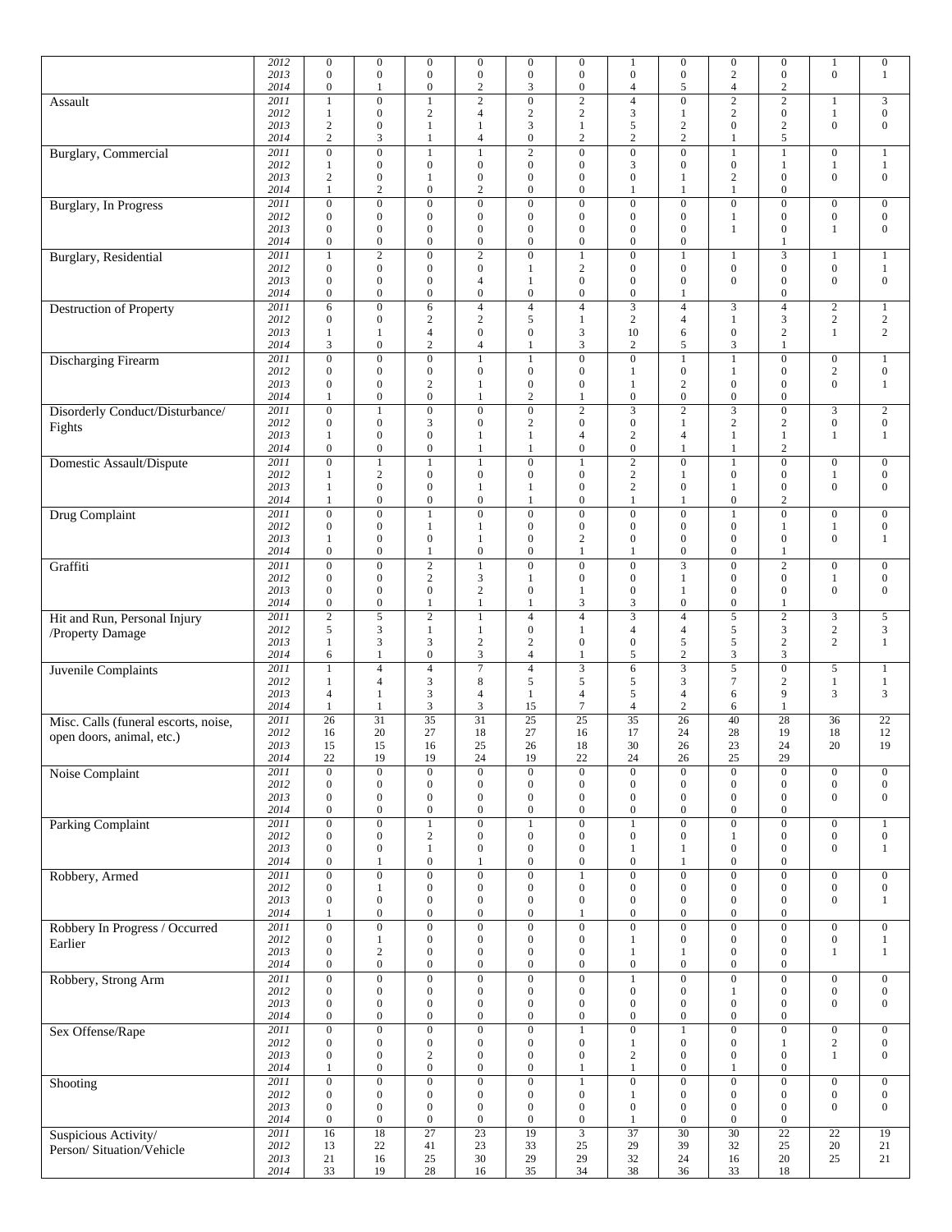| | | | | | | | | | | | | | |
|---|---|---|---|---|---|---|---|---|---|---|---|---|---|
| | 2012 | 0 | 0 | 0 | 0 | 0 | 0 | 1 | 0 | 0 | 0 | 1 | 0 |
| | 2013 | 0 | 0 | 0 | 0 | 0 | 0 | 0 | 0 | 2 | 0 | 0 | 1 |
| | 2014 | 0 | 1 | 0 | 2 | 3 | 0 | 4 | 5 | 4 | 2 | | |
| Assault | 2011 | 1 | 0 | 1 | 2 | 0 | 2 | 4 | 0 | 2 | 2 | 1 | 3 |
| | 2012 | 1 | 0 | 2 | 4 | 2 | 2 | 3 | 1 | 2 | 0 | 1 | 0 |
| | 2013 | 2 | 0 | 1 | 1 | 3 | 1 | 5 | 2 | 0 | 2 | 0 | 0 |
| | 2014 | 2 | 3 | 1 | 4 | 0 | 2 | 2 | 2 | 1 | 5 | | |
| Burglary, Commercial | 2011 | 0 | 0 | 1 | 1 | 2 | 0 | 0 | 0 | 1 | 1 | 0 | 1 |
| | 2012 | 1 | 0 | 0 | 0 | 0 | 0 | 3 | 0 | 0 | 1 | 1 | 1 |
| | 2013 | 2 | 0 | 1 | 0 | 0 | 0 | 0 | 1 | 2 | 0 | 0 | 0 |
| | 2014 | 1 | 2 | 0 | 2 | 0 | 0 | 1 | 1 | 1 | 0 | | |
| Burglary, In Progress | 2011 | 0 | 0 | 0 | 0 | 0 | 0 | 0 | 0 | 0 | 0 | 0 | 0 |
| | 2012 | 0 | 0 | 0 | 0 | 0 | 0 | 0 | 0 | 1 | 0 | 0 | 0 |
| | 2013 | 0 | 0 | 0 | 0 | 0 | 0 | 0 | 0 | 1 | 0 | 1 | 0 |
| | 2014 | 0 | 0 | 0 | 0 | 0 | 0 | 0 | 0 | | 1 | | |
| Burglary, Residential | 2011 | 1 | 2 | 0 | 2 | 0 | 1 | 0 | 1 | 1 | 3 | 1 | 1 |
| | 2012 | 0 | 0 | 0 | 0 | 1 | 2 | 0 | 0 | 0 | 0 | 0 | 1 |
| | 2013 | 0 | 0 | 0 | 4 | 1 | 0 | 0 | 0 | 0 | 0 | 0 | 0 |
| | 2014 | 0 | 0 | 0 | 0 | 0 | 0 | 0 | 1 | | 0 | | |
| Destruction of Property | 2011 | 6 | 0 | 6 | 4 | 4 | 4 | 3 | 4 | 3 | 4 | 2 | 1 |
| | 2012 | 0 | 0 | 2 | 2 | 5 | 1 | 2 | 4 | 1 | 3 | 2 | 2 |
| | 2013 | 1 | 1 | 4 | 0 | 0 | 3 | 10 | 6 | 0 | 2 | 1 | 2 |
| | 2014 | 3 | 0 | 2 | 4 | 1 | 3 | 2 | 5 | 3 | 1 | | |
| Discharging Firearm | 2011 | 0 | 0 | 0 | 1 | 1 | 0 | 0 | 1 | 1 | 0 | 0 | 1 |
| | 2012 | 0 | 0 | 0 | 0 | 0 | 0 | 1 | 0 | 1 | 0 | 2 | 0 |
| | 2013 | 0 | 0 | 2 | 1 | 0 | 0 | 1 | 2 | 0 | 0 | 0 | 1 |
| | 2014 | 1 | 0 | 0 | 1 | 2 | 1 | 0 | 0 | 0 | 0 | | |
| Disorderly Conduct/Disturbance/ Fights | 2011 | 0 | 1 | 0 | 0 | 0 | 2 | 3 | 2 | 3 | 0 | 3 | 2 |
| | 2012 | 0 | 0 | 3 | 0 | 2 | 0 | 0 | 1 | 2 | 2 | 0 | 0 |
| | 2013 | 1 | 0 | 0 | 1 | 1 | 4 | 2 | 4 | 1 | 1 | 1 | 1 |
| | 2014 | 0 | 0 | 0 | 1 | 1 | 0 | 0 | 1 | 1 | 2 | | |
| Domestic Assault/Dispute | 2011 | 0 | 1 | 1 | 1 | 0 | 1 | 2 | 0 | 1 | 0 | 0 | 0 |
| | 2012 | 1 | 2 | 0 | 0 | 0 | 0 | 2 | 1 | 0 | 0 | 1 | 0 |
| | 2013 | 1 | 0 | 0 | 1 | 1 | 0 | 2 | 0 | 1 | 0 | 0 | 0 |
| | 2014 | 1 | 0 | 0 | 0 | 1 | 0 | 1 | 1 | 0 | 2 | | |
| Drug Complaint | 2011 | 0 | 0 | 1 | 0 | 0 | 0 | 0 | 0 | 1 | 0 | 0 | 0 |
| | 2012 | 0 | 0 | 1 | 1 | 0 | 0 | 0 | 0 | 0 | 1 | 1 | 0 |
| | 2013 | 1 | 0 | 0 | 1 | 0 | 2 | 0 | 0 | 0 | 0 | 0 | 1 |
| | 2014 | 0 | 0 | 1 | 0 | 0 | 1 | 1 | 0 | 0 | 1 | | |
| Graffiti | 2011 | 0 | 0 | 2 | 1 | 0 | 0 | 0 | 3 | 0 | 2 | 0 | 0 |
| | 2012 | 0 | 0 | 2 | 3 | 1 | 0 | 0 | 1 | 0 | 0 | 1 | 0 |
| | 2013 | 0 | 0 | 0 | 2 | 0 | 1 | 0 | 1 | 0 | 0 | 0 | 0 |
| | 2014 | 0 | 0 | 1 | 1 | 1 | 3 | 3 | 0 | 0 | 1 | | |
| Hit and Run, Personal Injury /Property Damage | 2011 | 2 | 5 | 2 | 1 | 4 | 4 | 3 | 4 | 5 | 2 | 3 | 5 |
| | 2012 | 5 | 3 | 1 | 1 | 0 | 1 | 4 | 4 | 5 | 3 | 2 | 3 |
| | 2013 | 1 | 3 | 3 | 2 | 2 | 0 | 0 | 5 | 5 | 2 | 2 | 1 |
| | 2014 | 6 | 1 | 0 | 3 | 4 | 1 | 5 | 2 | 3 | 3 | | |
| Juvenile Complaints | 2011 | 1 | 4 | 4 | 7 | 4 | 3 | 6 | 3 | 5 | 0 | 5 | 1 |
| | 2012 | 1 | 4 | 3 | 8 | 5 | 5 | 5 | 3 | 7 | 2 | 1 | 1 |
| | 2013 | 4 | 1 | 3 | 4 | 1 | 4 | 5 | 4 | 6 | 9 | 3 | 3 |
| | 2014 | 1 | 1 | 3 | 3 | 15 | 7 | 4 | 2 | 6 | 1 | | |
| Misc. Calls (funeral escorts, noise, open doors, animal, etc.) | 2011 | 26 | 31 | 35 | 31 | 25 | 25 | 35 | 26 | 40 | 28 | 36 | 22 |
| | 2012 | 16 | 20 | 27 | 18 | 27 | 16 | 17 | 24 | 28 | 19 | 18 | 12 |
| | 2013 | 15 | 15 | 16 | 25 | 26 | 18 | 30 | 26 | 23 | 24 | 20 | 19 |
| | 2014 | 22 | 19 | 19 | 24 | 19 | 22 | 24 | 26 | 25 | 29 | | |
| Noise Complaint | 2011 | 0 | 0 | 0 | 0 | 0 | 0 | 0 | 0 | 0 | 0 | 0 | 0 |
| | 2012 | 0 | 0 | 0 | 0 | 0 | 0 | 0 | 0 | 0 | 0 | 0 | 0 |
| | 2013 | 0 | 0 | 0 | 0 | 0 | 0 | 0 | 0 | 0 | 0 | 0 | 0 |
| | 2014 | 0 | 0 | 0 | 0 | 0 | 0 | 0 | 0 | 0 | 0 | | |
| Parking Complaint | 2011 | 0 | 0 | 1 | 0 | 1 | 0 | 1 | 0 | 0 | 0 | 0 | 1 |
| | 2012 | 0 | 0 | 2 | 0 | 0 | 0 | 0 | 0 | 1 | 0 | 0 | 0 |
| | 2013 | 0 | 0 | 1 | 0 | 0 | 0 | 1 | 1 | 0 | 0 | 0 | 1 |
| | 2014 | 0 | 1 | 0 | 1 | 0 | 0 | 0 | 1 | 0 | 0 | | |
| Robbery, Armed | 2011 | 0 | 0 | 0 | 0 | 0 | 1 | 0 | 0 | 0 | 0 | 0 | 0 |
| | 2012 | 0 | 1 | 0 | 0 | 0 | 0 | 0 | 0 | 0 | 0 | 0 | 0 |
| | 2013 | 0 | 0 | 0 | 0 | 0 | 0 | 0 | 0 | 0 | 0 | 0 | 1 |
| | 2014 | 1 | 0 | 0 | 0 | 0 | 1 | 0 | 0 | 0 | 0 | | |
| Robbery In Progress / Occurred Earlier | 2011 | 0 | 0 | 0 | 0 | 0 | 0 | 0 | 0 | 0 | 0 | 0 | 0 |
| | 2012 | 0 | 1 | 0 | 0 | 0 | 0 | 1 | 0 | 0 | 0 | 0 | 1 |
| | 2013 | 0 | 2 | 0 | 0 | 0 | 0 | 1 | 1 | 0 | 0 | 1 | 1 |
| | 2014 | 0 | 0 | 0 | 0 | 0 | 0 | 0 | 0 | 0 | 0 | | |
| Robbery, Strong Arm | 2011 | 0 | 0 | 0 | 0 | 0 | 0 | 1 | 0 | 0 | 0 | 0 | 0 |
| | 2012 | 0 | 0 | 0 | 0 | 0 | 0 | 0 | 0 | 1 | 0 | 0 | 0 |
| | 2013 | 0 | 0 | 0 | 0 | 0 | 0 | 0 | 0 | 0 | 0 | 0 | 0 |
| | 2014 | 0 | 0 | 0 | 0 | 0 | 0 | 0 | 0 | 0 | 0 | | |
| Sex Offense/Rape | 2011 | 0 | 0 | 0 | 0 | 0 | 1 | 0 | 1 | 0 | 0 | 0 | 0 |
| | 2012 | 0 | 0 | 0 | 0 | 0 | 0 | 1 | 0 | 0 | 1 | 2 | 0 |
| | 2013 | 0 | 0 | 2 | 0 | 0 | 0 | 2 | 0 | 0 | 0 | 1 | 0 |
| | 2014 | 1 | 0 | 0 | 0 | 0 | 1 | 1 | 0 | 1 | 0 | | |
| Shooting | 2011 | 0 | 0 | 0 | 0 | 0 | 1 | 0 | 0 | 0 | 0 | 0 | 0 |
| | 2012 | 0 | 0 | 0 | 0 | 0 | 0 | 1 | 0 | 0 | 0 | 0 | 0 |
| | 2013 | 0 | 0 | 0 | 0 | 0 | 0 | 0 | 0 | 0 | 0 | 0 | 0 |
| | 2014 | 0 | 0 | 0 | 0 | 0 | 0 | 1 | 0 | 0 | 0 | | |
| Suspicious Activity/ Person/ Situation/Vehicle | 2011 | 16 | 18 | 27 | 23 | 19 | 3 | 37 | 30 | 30 | 22 | 22 | 19 |
| | 2012 | 13 | 22 | 41 | 23 | 33 | 25 | 29 | 39 | 32 | 25 | 20 | 21 |
| | 2013 | 21 | 16 | 25 | 30 | 29 | 29 | 32 | 24 | 16 | 20 | 25 | 21 |
| | 2014 | 33 | 19 | 28 | 16 | 35 | 34 | 38 | 36 | 33 | 18 | | |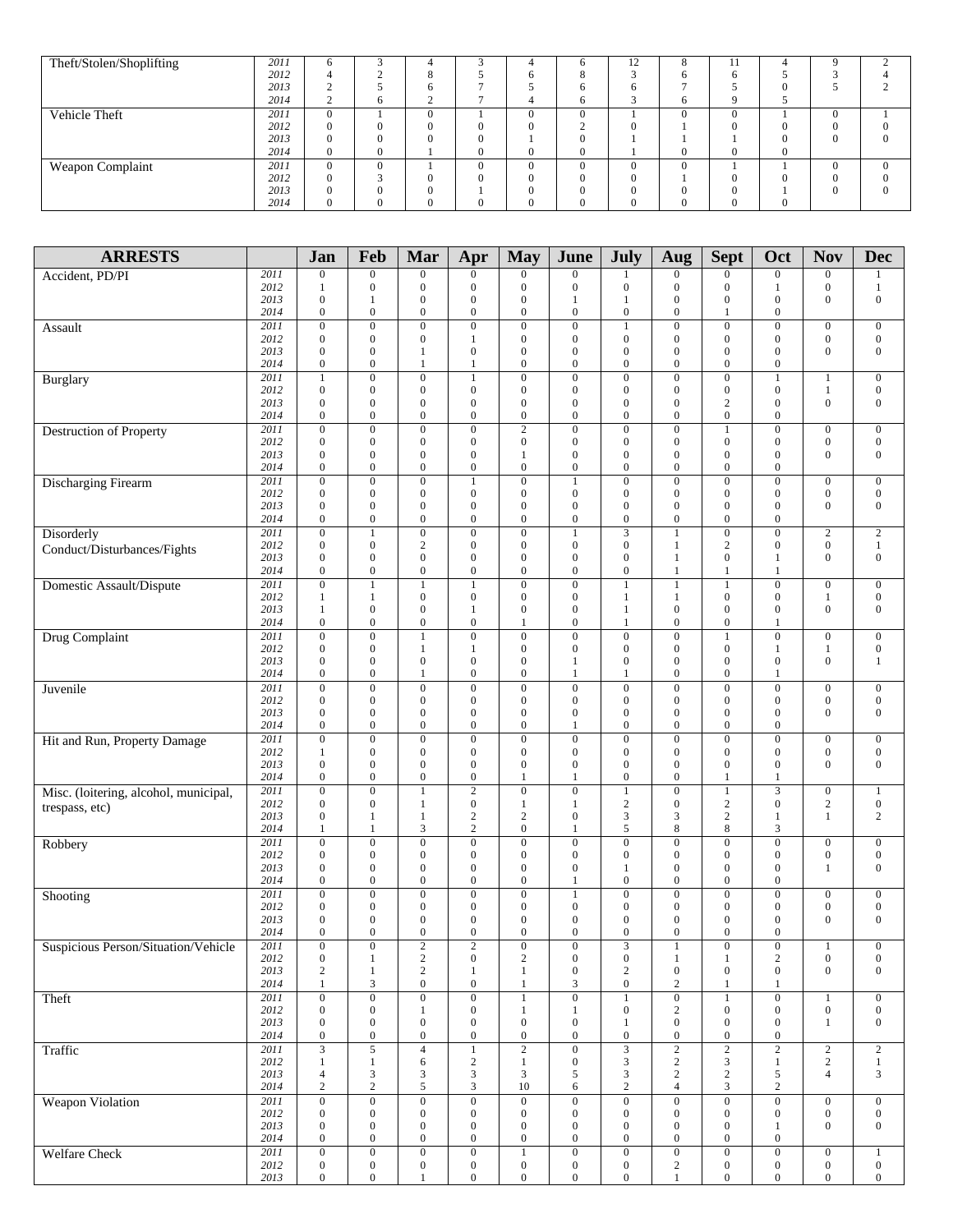| | | | | | | | | | | | | | |
|---|---|---|---|---|---|---|---|---|---|---|---|---|---|
| Theft/Stolen/Shoplifting | 2011 | 6 | 3 | 4 | 3 | 4 | 6 | 12 | 8 | 11 | 4 | 9 | 2 |
| | 2012 | 4 | 2 | 8 | 5 | 6 | 8 | 3 | 6 | 6 | 5 | 3 | 4 |
| | 2013 | 2 | 5 | 6 | 7 | 5 | 6 | 6 | 7 | 5 | 0 | 5 | 2 |
| | 2014 | 2 | 6 | 2 | 7 | 4 | 6 | 3 | 6 | 9 | 5 | | |
| Vehicle Theft | 2011 | 0 | 1 | 0 | 1 | 0 | 0 | 1 | 0 | 0 | 1 | 0 | 1 |
| | 2012 | 0 | 0 | 0 | 0 | 0 | 2 | 0 | 1 | 0 | 0 | 0 | 0 |
| | 2013 | 0 | 0 | 0 | 0 | 1 | 0 | 1 | 1 | 1 | 0 | 0 | 0 |
| | 2014 | 0 | 0 | 1 | 0 | 0 | 0 | 1 | 0 | 0 | 0 | | |
| Weapon Complaint | 2011 | 0 | 0 | 1 | 0 | 0 | 0 | 0 | 0 | 1 | 1 | 0 | 0 |
| | 2012 | 0 | 3 | 0 | 0 | 0 | 0 | 0 | 1 | 0 | 0 | 0 | 0 |
| | 2013 | 0 | 0 | 0 | 1 | 0 | 0 | 0 | 0 | 0 | 1 | 0 | 0 |
| | 2014 | 0 | 0 | 0 | 0 | 0 | 0 | 0 | 0 | 0 | 0 | | |

| ARRESTS | | Jan | Feb | Mar | Apr | May | June | July | Aug | Sept | Oct | Nov | Dec |
|---|---|---|---|---|---|---|---|---|---|---|---|---|---|
| Accident, PD/PI | 2011 | 0 | 0 | 0 | 0 | 0 | 0 | 1 | 0 | 0 | 0 | 0 | 1 |
| | 2012 | 1 | 0 | 0 | 0 | 0 | 0 | 0 | 0 | 0 | 1 | 0 | 1 |
| | 2013 | 0 | 1 | 0 | 0 | 0 | 1 | 1 | 0 | 0 | 0 | 0 | 0 |
| | 2014 | 0 | 0 | 0 | 0 | 0 | 0 | 0 | 0 | 1 | 0 | | |
| Assault | 2011 | 0 | 0 | 0 | 0 | 0 | 0 | 1 | 0 | 0 | 0 | 0 | 0 |
| | 2012 | 0 | 0 | 0 | 1 | 0 | 0 | 0 | 0 | 0 | 0 | 0 | 0 |
| | 2013 | 0 | 0 | 1 | 0 | 0 | 0 | 0 | 0 | 0 | 0 | 0 | 0 |
| | 2014 | 0 | 0 | 1 | 1 | 0 | 0 | 0 | 0 | 0 | 0 | | |
| Burglary | 2011 | 1 | 0 | 0 | 1 | 0 | 0 | 0 | 0 | 0 | 1 | 1 | 0 |
| | 2012 | 0 | 0 | 0 | 0 | 0 | 0 | 0 | 0 | 0 | 0 | 1 | 0 |
| | 2013 | 0 | 0 | 0 | 0 | 0 | 0 | 0 | 0 | 2 | 0 | 0 | 0 |
| | 2014 | 0 | 0 | 0 | 0 | 0 | 0 | 0 | 0 | 0 | 0 | | |
| Destruction of Property | 2011 | 0 | 0 | 0 | 0 | 2 | 0 | 0 | 0 | 1 | 0 | 0 | 0 |
| | 2012 | 0 | 0 | 0 | 0 | 0 | 0 | 0 | 0 | 0 | 0 | 0 | 0 |
| | 2013 | 0 | 0 | 0 | 0 | 1 | 0 | 0 | 0 | 0 | 0 | 0 | 0 |
| | 2014 | 0 | 0 | 0 | 0 | 0 | 0 | 0 | 0 | 0 | 0 | | |
| Discharging Firearm | 2011 | 0 | 0 | 0 | 1 | 0 | 1 | 0 | 0 | 0 | 0 | 0 | 0 |
| | 2012 | 0 | 0 | 0 | 0 | 0 | 0 | 0 | 0 | 0 | 0 | 0 | 0 |
| | 2013 | 0 | 0 | 0 | 0 | 0 | 0 | 0 | 0 | 0 | 0 | 0 | 0 |
| | 2014 | 0 | 0 | 0 | 0 | 0 | 0 | 0 | 0 | 0 | 0 | | |
| Disorderly Conduct/Disturbances/Fights | 2011 | 0 | 1 | 0 | 0 | 0 | 1 | 3 | 1 | 0 | 0 | 2 | 2 |
| | 2012 | 0 | 0 | 2 | 0 | 0 | 0 | 0 | 1 | 2 | 0 | 0 | 1 |
| | 2013 | 0 | 0 | 0 | 0 | 0 | 0 | 0 | 1 | 0 | 1 | 0 | 0 |
| | 2014 | 0 | 0 | 0 | 0 | 0 | 0 | 0 | 1 | 1 | 1 | | |
| Domestic Assault/Dispute | 2011 | 0 | 1 | 1 | 1 | 0 | 0 | 1 | 1 | 1 | 0 | 0 | 0 |
| | 2012 | 1 | 1 | 0 | 0 | 0 | 0 | 1 | 1 | 0 | 0 | 1 | 0 |
| | 2013 | 1 | 0 | 0 | 1 | 0 | 0 | 1 | 0 | 0 | 0 | 0 | 0 |
| | 2014 | 0 | 0 | 0 | 0 | 1 | 0 | 1 | 0 | 0 | 1 | | |
| Drug Complaint | 2011 | 0 | 0 | 1 | 0 | 0 | 0 | 0 | 0 | 1 | 0 | 0 | 0 |
| | 2012 | 0 | 0 | 1 | 1 | 0 | 0 | 0 | 0 | 0 | 1 | 1 | 0 |
| | 2013 | 0 | 0 | 0 | 0 | 0 | 1 | 0 | 0 | 0 | 0 | 0 | 1 |
| | 2014 | 0 | 0 | 1 | 0 | 0 | 1 | 1 | 0 | 0 | 1 | | |
| Juvenile | 2011 | 0 | 0 | 0 | 0 | 0 | 0 | 0 | 0 | 0 | 0 | 0 | 0 |
| | 2012 | 0 | 0 | 0 | 0 | 0 | 0 | 0 | 0 | 0 | 0 | 0 | 0 |
| | 2013 | 0 | 0 | 0 | 0 | 0 | 0 | 0 | 0 | 0 | 0 | 0 | 0 |
| | 2014 | 0 | 0 | 0 | 0 | 0 | 1 | 0 | 0 | 0 | 0 | | |
| Hit and Run, Property Damage | 2011 | 0 | 0 | 0 | 0 | 0 | 0 | 0 | 0 | 0 | 0 | 0 | 0 |
| | 2012 | 1 | 0 | 0 | 0 | 0 | 0 | 0 | 0 | 0 | 0 | 0 | 0 |
| | 2013 | 0 | 0 | 0 | 0 | 0 | 0 | 0 | 0 | 0 | 0 | 0 | 0 |
| | 2014 | 0 | 0 | 0 | 0 | 1 | 1 | 0 | 0 | 1 | 1 | | |
| Misc. (loitering, alcohol, municipal, trespass, etc) | 2011 | 0 | 0 | 1 | 2 | 0 | 0 | 1 | 0 | 1 | 3 | 0 | 1 |
| | 2012 | 0 | 0 | 1 | 0 | 1 | 1 | 2 | 0 | 2 | 0 | 2 | 0 |
| | 2013 | 0 | 1 | 1 | 2 | 2 | 0 | 3 | 3 | 2 | 1 | 1 | 2 |
| | 2014 | 1 | 1 | 3 | 2 | 0 | 1 | 5 | 8 | 8 | 3 | | |
| Robbery | 2011 | 0 | 0 | 0 | 0 | 0 | 0 | 0 | 0 | 0 | 0 | 0 | 0 |
| | 2012 | 0 | 0 | 0 | 0 | 0 | 0 | 0 | 0 | 0 | 0 | 0 | 0 |
| | 2013 | 0 | 0 | 0 | 0 | 0 | 0 | 1 | 0 | 0 | 0 | 1 | 0 |
| | 2014 | 0 | 0 | 0 | 0 | 0 | 1 | 0 | 0 | 0 | 0 | | |
| Shooting | 2011 | 0 | 0 | 0 | 0 | 0 | 1 | 0 | 0 | 0 | 0 | 0 | 0 |
| | 2012 | 0 | 0 | 0 | 0 | 0 | 0 | 0 | 0 | 0 | 0 | 0 | 0 |
| | 2013 | 0 | 0 | 0 | 0 | 0 | 0 | 0 | 0 | 0 | 0 | 0 | 0 |
| | 2014 | 0 | 0 | 0 | 0 | 0 | 0 | 0 | 0 | 0 | 0 | | |
| Suspicious Person/Situation/Vehicle | 2011 | 0 | 0 | 2 | 2 | 0 | 0 | 3 | 1 | 0 | 0 | 1 | 0 |
| | 2012 | 0 | 1 | 2 | 0 | 2 | 0 | 0 | 1 | 1 | 2 | 0 | 0 |
| | 2013 | 2 | 1 | 2 | 1 | 1 | 0 | 2 | 0 | 0 | 0 | 0 | 0 |
| | 2014 | 1 | 3 | 0 | 0 | 1 | 3 | 0 | 2 | 1 | 1 | | |
| Theft | 2011 | 0 | 0 | 0 | 0 | 1 | 0 | 1 | 0 | 1 | 0 | 1 | 0 |
| | 2012 | 0 | 0 | 1 | 0 | 1 | 1 | 0 | 2 | 0 | 0 | 0 | 0 |
| | 2013 | 0 | 0 | 0 | 0 | 0 | 0 | 1 | 0 | 0 | 0 | 1 | 0 |
| | 2014 | 0 | 0 | 0 | 0 | 0 | 0 | 0 | 0 | 0 | 0 | | |
| Traffic | 2011 | 3 | 5 | 4 | 1 | 2 | 0 | 3 | 2 | 2 | 2 | 2 | 2 |
| | 2012 | 1 | 1 | 6 | 2 | 1 | 0 | 3 | 2 | 3 | 1 | 2 | 1 |
| | 2013 | 4 | 3 | 3 | 3 | 3 | 5 | 3 | 2 | 2 | 5 | 4 | 3 |
| | 2014 | 2 | 2 | 5 | 3 | 10 | 6 | 2 | 4 | 3 | 2 | | |
| Weapon Violation | 2011 | 0 | 0 | 0 | 0 | 0 | 0 | 0 | 0 | 0 | 0 | 0 | 0 |
| | 2012 | 0 | 0 | 0 | 0 | 0 | 0 | 0 | 0 | 0 | 0 | 0 | 0 |
| | 2013 | 0 | 0 | 0 | 0 | 0 | 0 | 0 | 0 | 0 | 1 | 0 | 0 |
| | 2014 | 0 | 0 | 0 | 0 | 0 | 0 | 0 | 0 | 0 | 0 | | |
| Welfare Check | 2011 | 0 | 0 | 0 | 0 | 1 | 0 | 0 | 0 | 0 | 0 | 0 | 1 |
| | 2012 | 0 | 0 | 0 | 0 | 0 | 0 | 0 | 2 | 0 | 0 | 0 | 0 |
| | 2013 | 0 | 0 | 1 | 0 | 0 | 0 | 0 | 1 | 0 | 0 | 0 | 0 |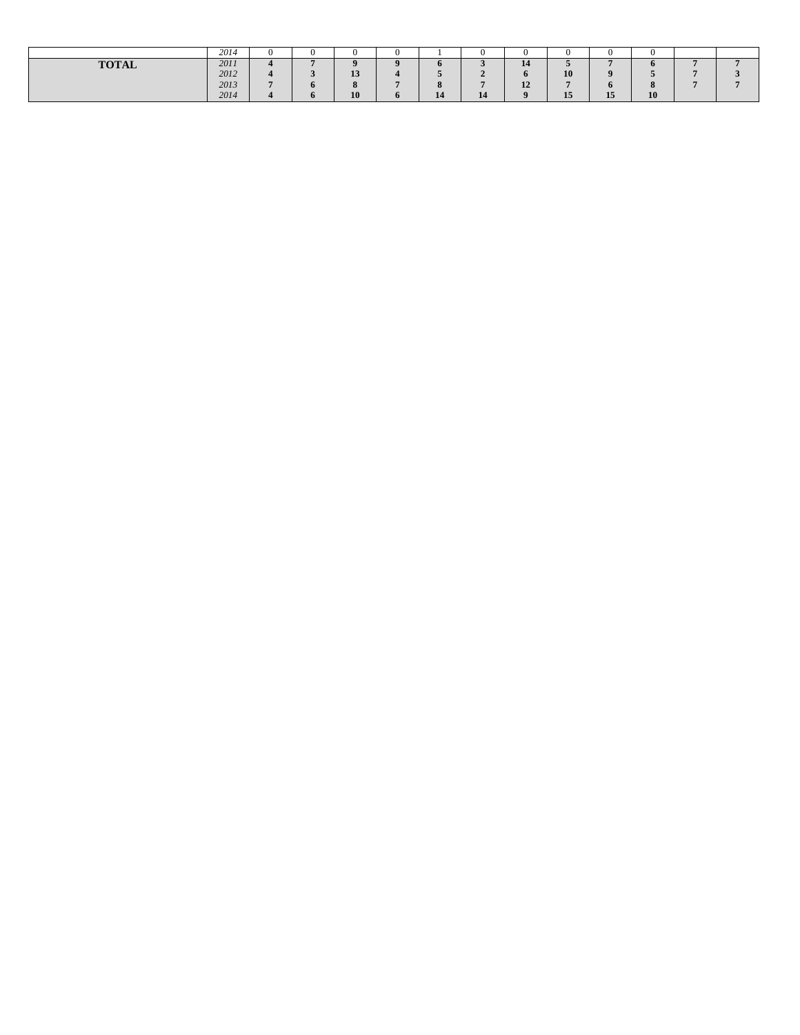| | | | | | | | | | | | | | |
|---|---|---|---|---|---|---|---|---|---|---|---|---|---|
| | *2014* | 0 | 0 | 0 | 0 | 1 | 0 | 0 | 0 | 0 | 0 | | |
| **TOTAL** | *2011* | **4** | **7** | **9** | **9** | **6** | **3** | **14** | **5** | **7** | **6** | **7** | **7** |
| | *2012* | **4** | **3** | **13** | **4** | **5** | **2** | **6** | **10** | **9** | **5** | **7** | **3** |
| | *2013* | **7** | **6** | **8** | **7** | **8** | **7** | **12** | **7** | **6** | **8** | **7** | **7** |
| | *2014* | **4** | **6** | **10** | **6** | **14** | **14** | **9** | **15** | **15** | **10** | | |